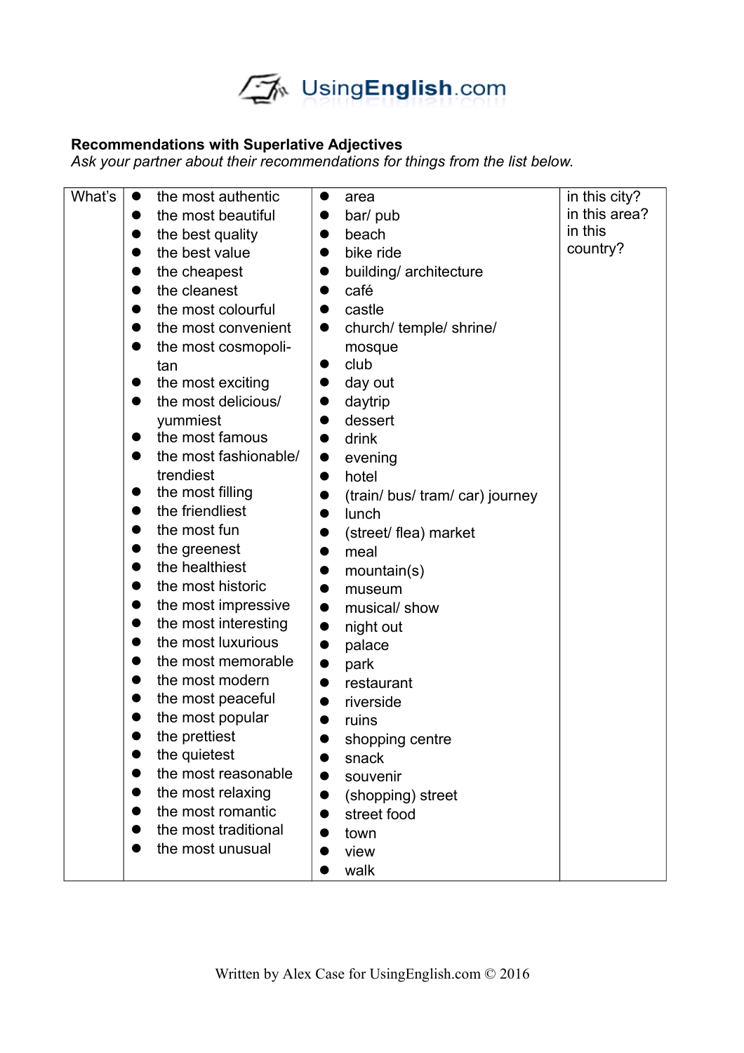UsingEnglish.com

**Recommendations with Superlative Adjectives**

*Ask your partner about their recommendations for things from the list below.*

| What's | | | |
|---|---|---|---|
| What's | • the most authentic<br>• the most beautiful<br>• the best quality<br>• the best value<br>• the cheapest<br>• the cleanest<br>• the most colourful<br>• the most convenient<br>• the most cosmopolitan<br>• the most exciting<br>• the most delicious/ yummiest<br>• the most famous<br>• the most fashionable/ trendiest<br>• the most filling<br>• the friendliest<br>• the most fun<br>• the greenest<br>• the healthiest<br>• the most historic<br>• the most impressive<br>• the most interesting<br>• the most luxurious<br>• the most memorable<br>• the most modern<br>• the most peaceful<br>• the most popular<br>• the prettiest<br>• the quietest<br>• the most reasonable<br>• the most relaxing<br>• the most romantic<br>• the most traditional<br>• the most unusual | • area<br>• bar/ pub<br>• beach<br>• bike ride<br>• building/ architecture<br>• café<br>• castle<br>• church/ temple/ shrine/ mosque<br>• club<br>• day out<br>• daytrip<br>• dessert<br>• drink<br>• evening<br>• hotel<br>• (train/ bus/ tram/ car) journey<br>• lunch<br>• (street/ flea) market<br>• meal<br>• mountain(s)<br>• museum<br>• musical/ show<br>• night out<br>• palace<br>• park<br>• restaurant<br>• riverside<br>• ruins<br>• shopping centre<br>• snack<br>• souvenir<br>• (shopping) street<br>• street food<br>• town<br>• view<br>• walk | in this city?<br>in this area?<br>in this country? |

Written by Alex Case for UsingEnglish.com © 2016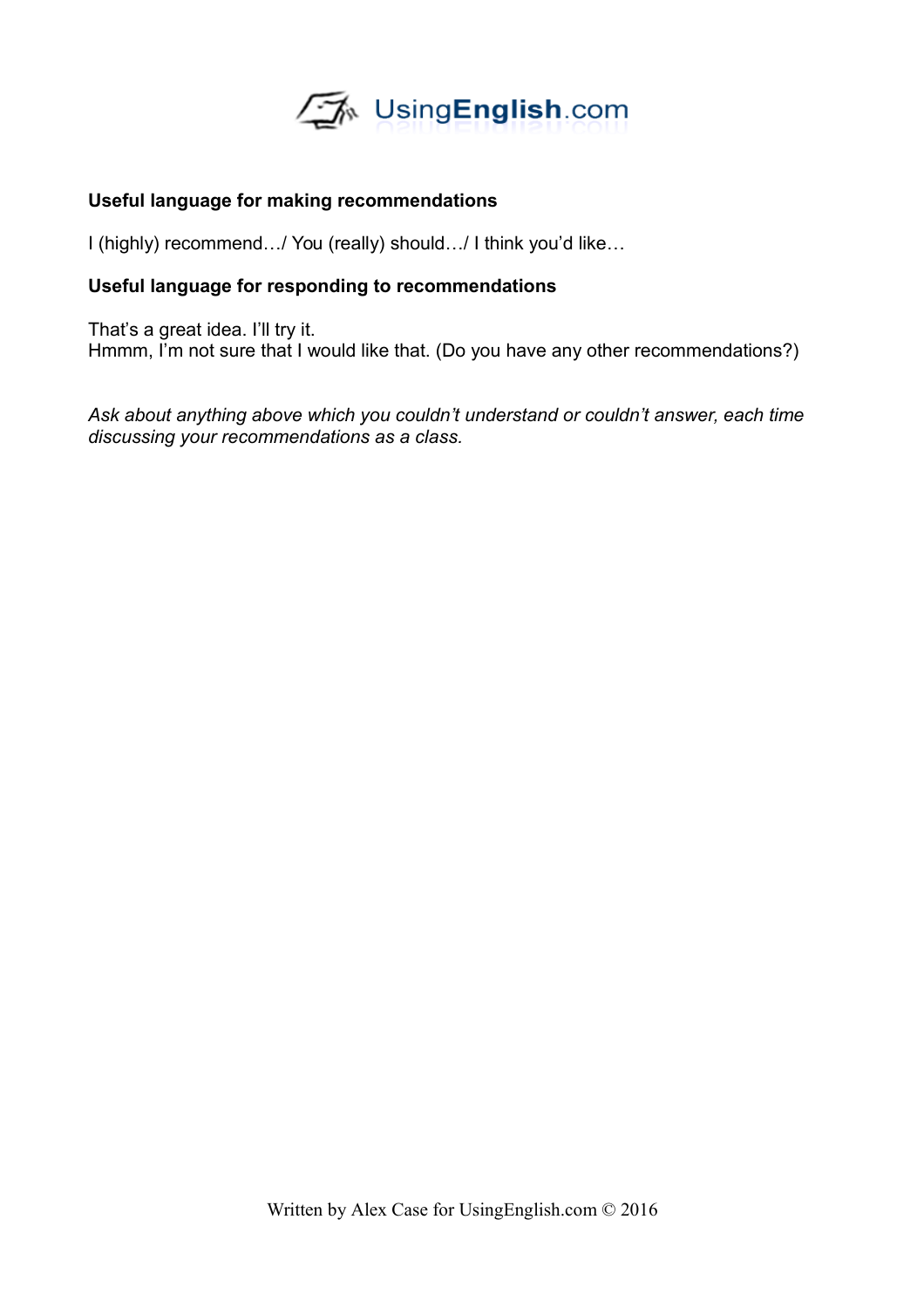**Useful language for making recommendations**

I (highly) recommend…/ You (really) should…/ I think you'd like…

**Useful language for responding to recommendations**

That's a great idea. I'll try it.
Hmmm, I'm not sure that I would like that. (Do you have any other recommendations?)

*Ask about anything above which you couldn't understand or couldn't answer, each time discussing your recommendations as a class.*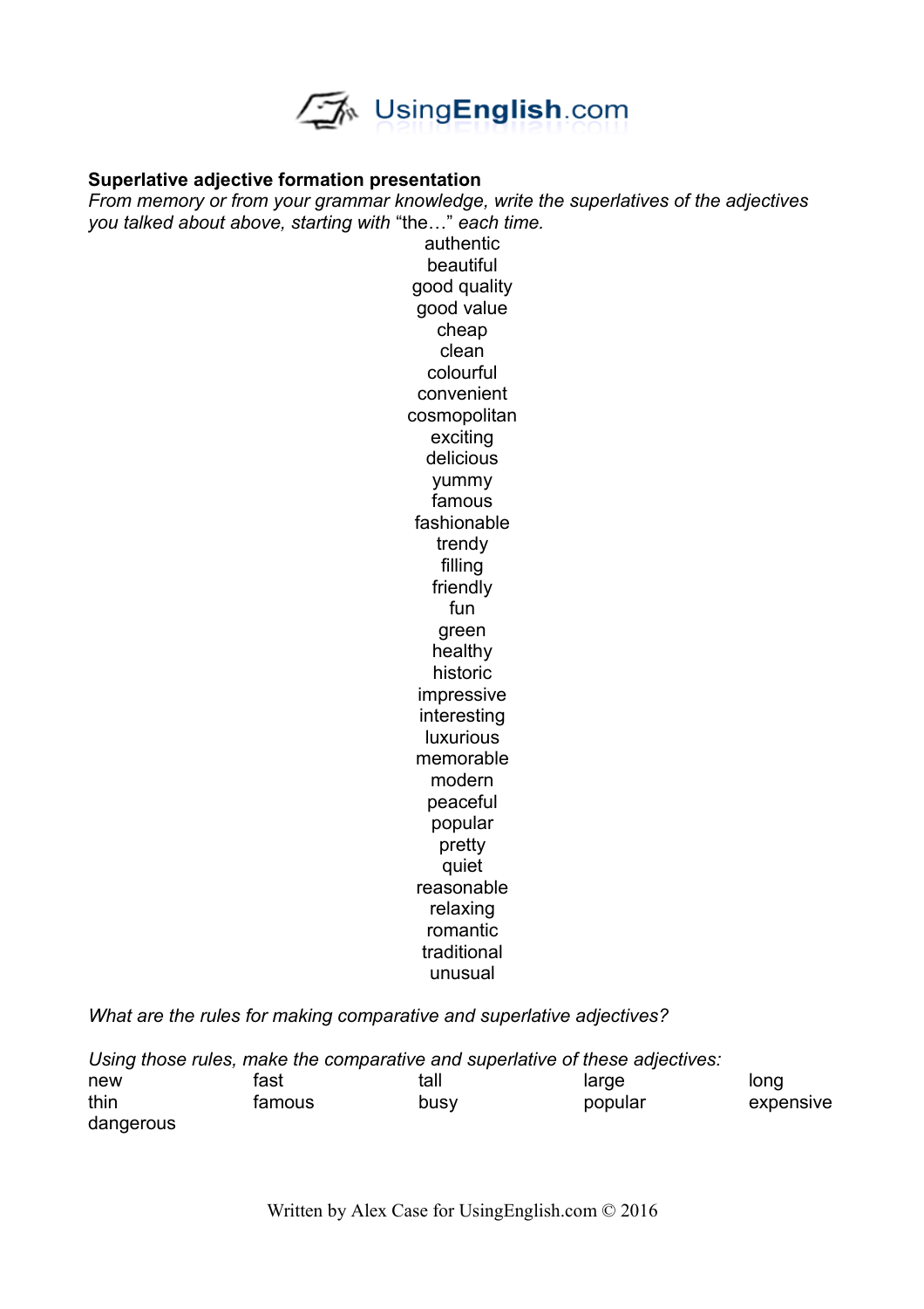**Superlative adjective formation presentation**

*From memory or from your grammar knowledge, write the superlatives of the adjectives you talked about above, starting with* "the…" *each time.*

authentic
beautiful
good quality
good value
cheap
clean
colourful
convenient
cosmopolitan
exciting
delicious
yummy
famous
fashionable
trendy
filling
friendly
fun
green
healthy
historic
impressive
interesting
luxurious
memorable
modern
peaceful
popular
pretty
quiet
reasonable
relaxing
romantic
traditional
unusual

*What are the rules for making comparative and superlative adjectives?*

*Using those rules, make the comparative and superlative of these adjectives:*

| | | | | |
|---|---|---|---|---|
| new | fast | tall | large | long |
| thin | famous | busy | popular | expensive |
| dangerous | | | | |

Written by Alex Case for UsingEnglish.com © 2016